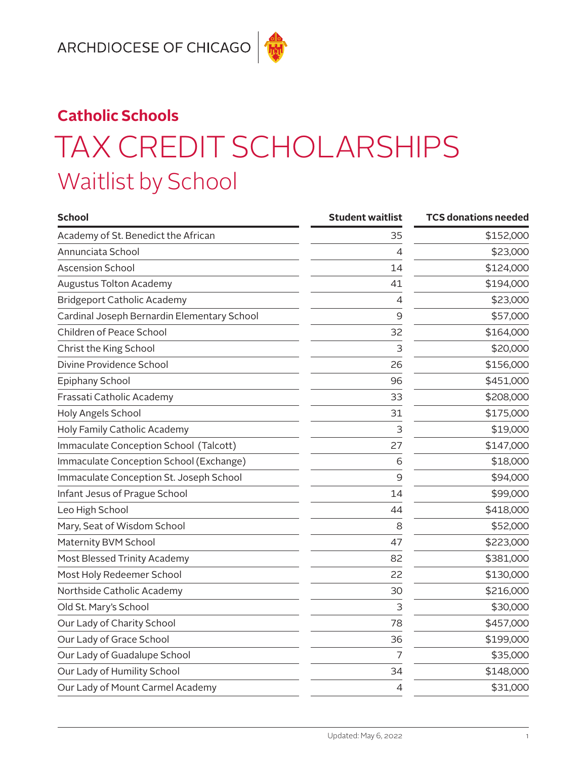ARCHDIOCESE OF CHICAGO

## Catholic Schools

# TAX CREDIT SCHOLARSHIPS

## Waitlist by School

| School | Student waitlist | TCS donations needed |
|---|---:|---:|
| Academy of St. Benedict the African | 35 | $152,000 |
| Annunciata School | 4 | $23,000 |
| Ascension School | 14 | $124,000 |
| Augustus Tolton Academy | 41 | $194,000 |
| Bridgeport Catholic Academy | 4 | $23,000 |
| Cardinal Joseph Bernardin Elementary School | 9 | $57,000 |
| Children of Peace School | 32 | $164,000 |
| Christ the King School | 3 | $20,000 |
| Divine Providence School | 26 | $156,000 |
| Epiphany School | 96 | $451,000 |
| Frassati Catholic Academy | 33 | $208,000 |
| Holy Angels School | 31 | $175,000 |
| Holy Family Catholic Academy | 3 | $19,000 |
| Immaculate Conception School (Talcott) | 27 | $147,000 |
| Immaculate Conception School (Exchange) | 6 | $18,000 |
| Immaculate Conception St. Joseph School | 9 | $94,000 |
| Infant Jesus of Prague School | 14 | $99,000 |
| Leo High School | 44 | $418,000 |
| Mary, Seat of Wisdom School | 8 | $52,000 |
| Maternity BVM School | 47 | $223,000 |
| Most Blessed Trinity Academy | 82 | $381,000 |
| Most Holy Redeemer School | 22 | $130,000 |
| Northside Catholic Academy | 30 | $216,000 |
| Old St. Mary's School | 3 | $30,000 |
| Our Lady of Charity School | 78 | $457,000 |
| Our Lady of Grace School | 36 | $199,000 |
| Our Lady of Guadalupe School | 7 | $35,000 |
| Our Lady of Humility School | 34 | $148,000 |
| Our Lady of Mount Carmel Academy | 4 | $31,000 |

Updated: May 6, 2022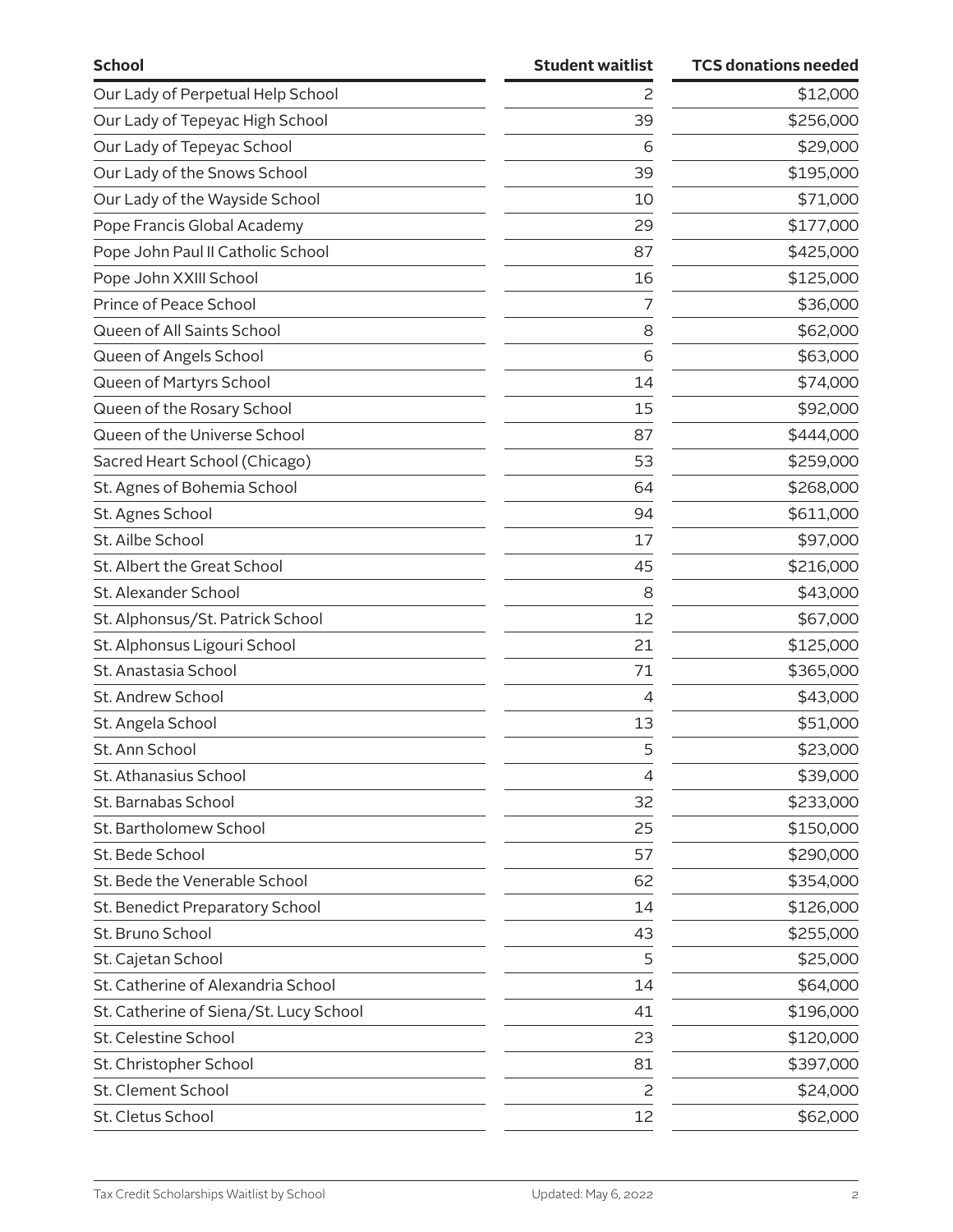| School | Student waitlist | TCS donations needed |
| --- | --- | --- |
| Our Lady of Perpetual Help School | 2 | $12,000 |
| Our Lady of Tepeyac High School | 39 | $256,000 |
| Our Lady of Tepeyac School | 6 | $29,000 |
| Our Lady of the Snows School | 39 | $195,000 |
| Our Lady of the Wayside School | 10 | $71,000 |
| Pope Francis Global Academy | 29 | $177,000 |
| Pope John Paul II Catholic School | 87 | $425,000 |
| Pope John XXIII School | 16 | $125,000 |
| Prince of Peace School | 7 | $36,000 |
| Queen of All Saints School | 8 | $62,000 |
| Queen of Angels School | 6 | $63,000 |
| Queen of Martyrs School | 14 | $74,000 |
| Queen of the Rosary School | 15 | $92,000 |
| Queen of the Universe School | 87 | $444,000 |
| Sacred Heart School (Chicago) | 53 | $259,000 |
| St. Agnes of Bohemia School | 64 | $268,000 |
| St. Agnes School | 94 | $611,000 |
| St. Ailbe School | 17 | $97,000 |
| St. Albert the Great School | 45 | $216,000 |
| St. Alexander School | 8 | $43,000 |
| St. Alphonsus/St. Patrick School | 12 | $67,000 |
| St. Alphonsus Ligouri School | 21 | $125,000 |
| St. Anastasia School | 71 | $365,000 |
| St. Andrew School | 4 | $43,000 |
| St. Angela School | 13 | $51,000 |
| St. Ann School | 5 | $23,000 |
| St. Athanasius School | 4 | $39,000 |
| St. Barnabas School | 32 | $233,000 |
| St. Bartholomew School | 25 | $150,000 |
| St. Bede School | 57 | $290,000 |
| St. Bede the Venerable School | 62 | $354,000 |
| St. Benedict Preparatory School | 14 | $126,000 |
| St. Bruno School | 43 | $255,000 |
| St. Cajetan School | 5 | $25,000 |
| St. Catherine of Alexandria School | 14 | $64,000 |
| St. Catherine of Siena/St. Lucy School | 41 | $196,000 |
| St. Celestine School | 23 | $120,000 |
| St. Christopher School | 81 | $397,000 |
| St. Clement School | 2 | $24,000 |
| St. Cletus School | 12 | $62,000 |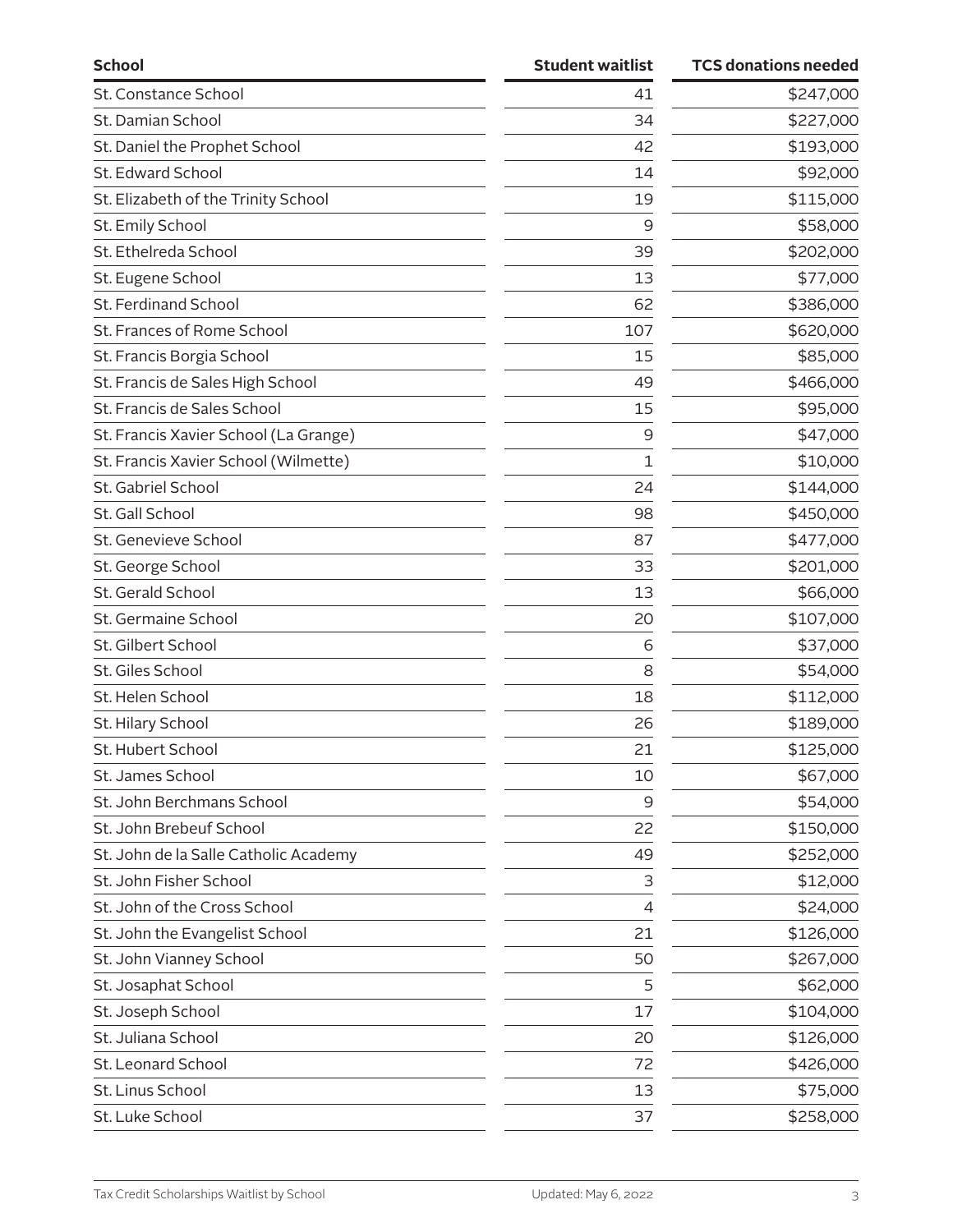| School | Student waitlist | TCS donations needed |
|---|---|---|
| St. Constance School | 41 | $247,000 |
| St. Damian School | 34 | $227,000 |
| St. Daniel the Prophet School | 42 | $193,000 |
| St. Edward School | 14 | $92,000 |
| St. Elizabeth of the Trinity School | 19 | $115,000 |
| St. Emily School | 9 | $58,000 |
| St. Ethelreda School | 39 | $202,000 |
| St. Eugene School | 13 | $77,000 |
| St. Ferdinand School | 62 | $386,000 |
| St. Frances of Rome School | 107 | $620,000 |
| St. Francis Borgia School | 15 | $85,000 |
| St. Francis de Sales High School | 49 | $466,000 |
| St. Francis de Sales School | 15 | $95,000 |
| St. Francis Xavier School (La Grange) | 9 | $47,000 |
| St. Francis Xavier School (Wilmette) | 1 | $10,000 |
| St. Gabriel School | 24 | $144,000 |
| St. Gall School | 98 | $450,000 |
| St. Genevieve School | 87 | $477,000 |
| St. George School | 33 | $201,000 |
| St. Gerald School | 13 | $66,000 |
| St. Germaine School | 20 | $107,000 |
| St. Gilbert School | 6 | $37,000 |
| St. Giles School | 8 | $54,000 |
| St. Helen School | 18 | $112,000 |
| St. Hilary School | 26 | $189,000 |
| St. Hubert School | 21 | $125,000 |
| St. James School | 10 | $67,000 |
| St. John Berchmans School | 9 | $54,000 |
| St. John Brebeuf School | 22 | $150,000 |
| St. John de la Salle Catholic Academy | 49 | $252,000 |
| St. John Fisher School | 3 | $12,000 |
| St. John of the Cross School | 4 | $24,000 |
| St. John the Evangelist School | 21 | $126,000 |
| St. John Vianney School | 50 | $267,000 |
| St. Josaphat School | 5 | $62,000 |
| St. Joseph School | 17 | $104,000 |
| St. Juliana School | 20 | $126,000 |
| St. Leonard School | 72 | $426,000 |
| St. Linus School | 13 | $75,000 |
| St. Luke School | 37 | $258,000 |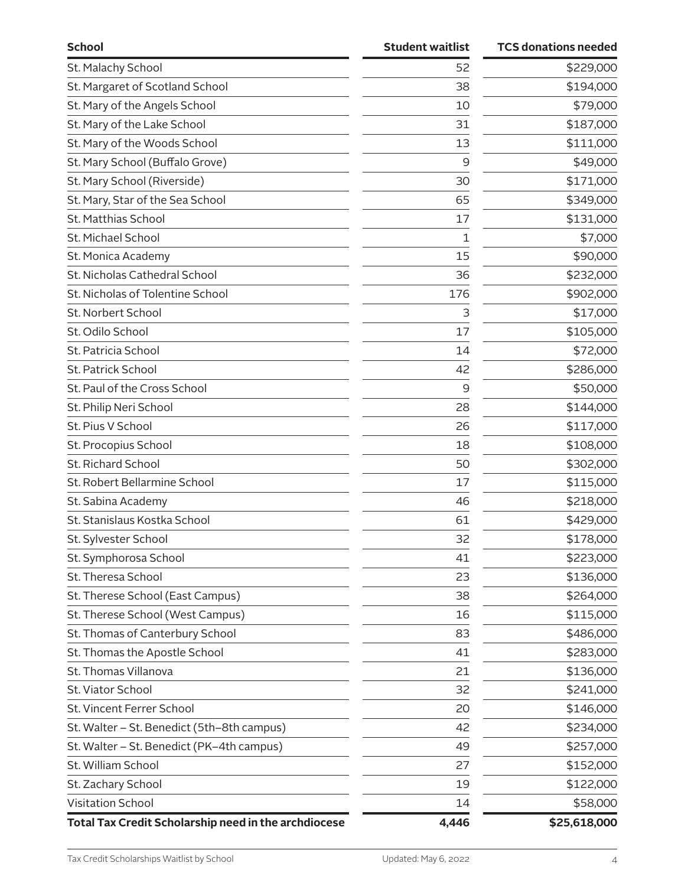| School | Student waitlist | TCS donations needed |
|---|---|---|
| St. Malachy School | 52 | $229,000 |
| St. Margaret of Scotland School | 38 | $194,000 |
| St. Mary of the Angels School | 10 | $79,000 |
| St. Mary of the Lake School | 31 | $187,000 |
| St. Mary of the Woods School | 13 | $111,000 |
| St. Mary School (Buffalo Grove) | 9 | $49,000 |
| St. Mary School (Riverside) | 30 | $171,000 |
| St. Mary, Star of the Sea School | 65 | $349,000 |
| St. Matthias School | 17 | $131,000 |
| St. Michael School | 1 | $7,000 |
| St. Monica Academy | 15 | $90,000 |
| St. Nicholas Cathedral School | 36 | $232,000 |
| St. Nicholas of Tolentine School | 176 | $902,000 |
| St. Norbert School | 3 | $17,000 |
| St. Odilo School | 17 | $105,000 |
| St. Patricia School | 14 | $72,000 |
| St. Patrick School | 42 | $286,000 |
| St. Paul of the Cross School | 9 | $50,000 |
| St. Philip Neri School | 28 | $144,000 |
| St. Pius V School | 26 | $117,000 |
| St. Procopius School | 18 | $108,000 |
| St. Richard School | 50 | $302,000 |
| St. Robert Bellarmine School | 17 | $115,000 |
| St. Sabina Academy | 46 | $218,000 |
| St. Stanislaus Kostka School | 61 | $429,000 |
| St. Sylvester School | 32 | $178,000 |
| St. Symphorosa School | 41 | $223,000 |
| St. Theresa School | 23 | $136,000 |
| St. Therese School (East Campus) | 38 | $264,000 |
| St. Therese School (West Campus) | 16 | $115,000 |
| St. Thomas of Canterbury School | 83 | $486,000 |
| St. Thomas the Apostle School | 41 | $283,000 |
| St. Thomas Villanova | 21 | $136,000 |
| St. Viator School | 32 | $241,000 |
| St. Vincent Ferrer School | 20 | $146,000 |
| St. Walter – St. Benedict (5th–8th campus) | 42 | $234,000 |
| St. Walter – St. Benedict (PK–4th campus) | 49 | $257,000 |
| St. William School | 27 | $152,000 |
| St. Zachary School | 19 | $122,000 |
| Visitation School | 14 | $58,000 |
| **Total Tax Credit Scholarship need in the archdiocese** | **4,446** | **$25,618,000** |

Tax Credit Scholarships Waitlist by School — Updated: May 6, 2022